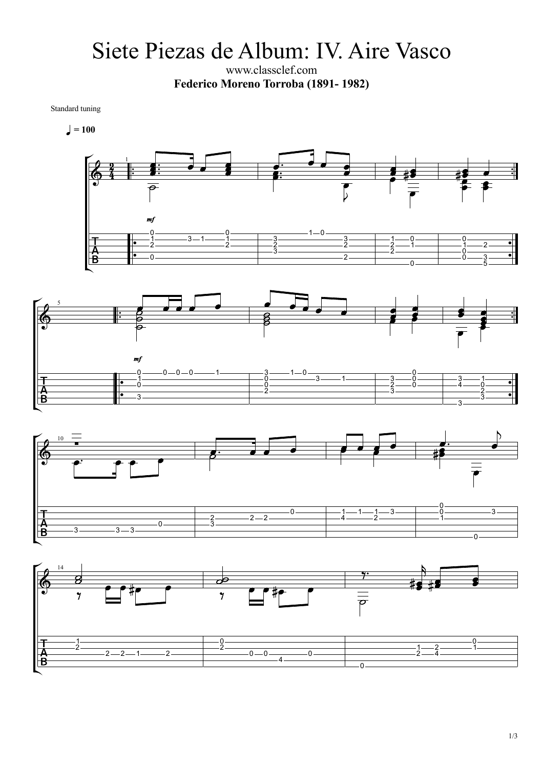# Siete Piezas de Album: IV. Aire Vasco

www.classclef.com

**Federico Moreno Torroba (1891- 1982)**

Standard tuning

♩ = 100